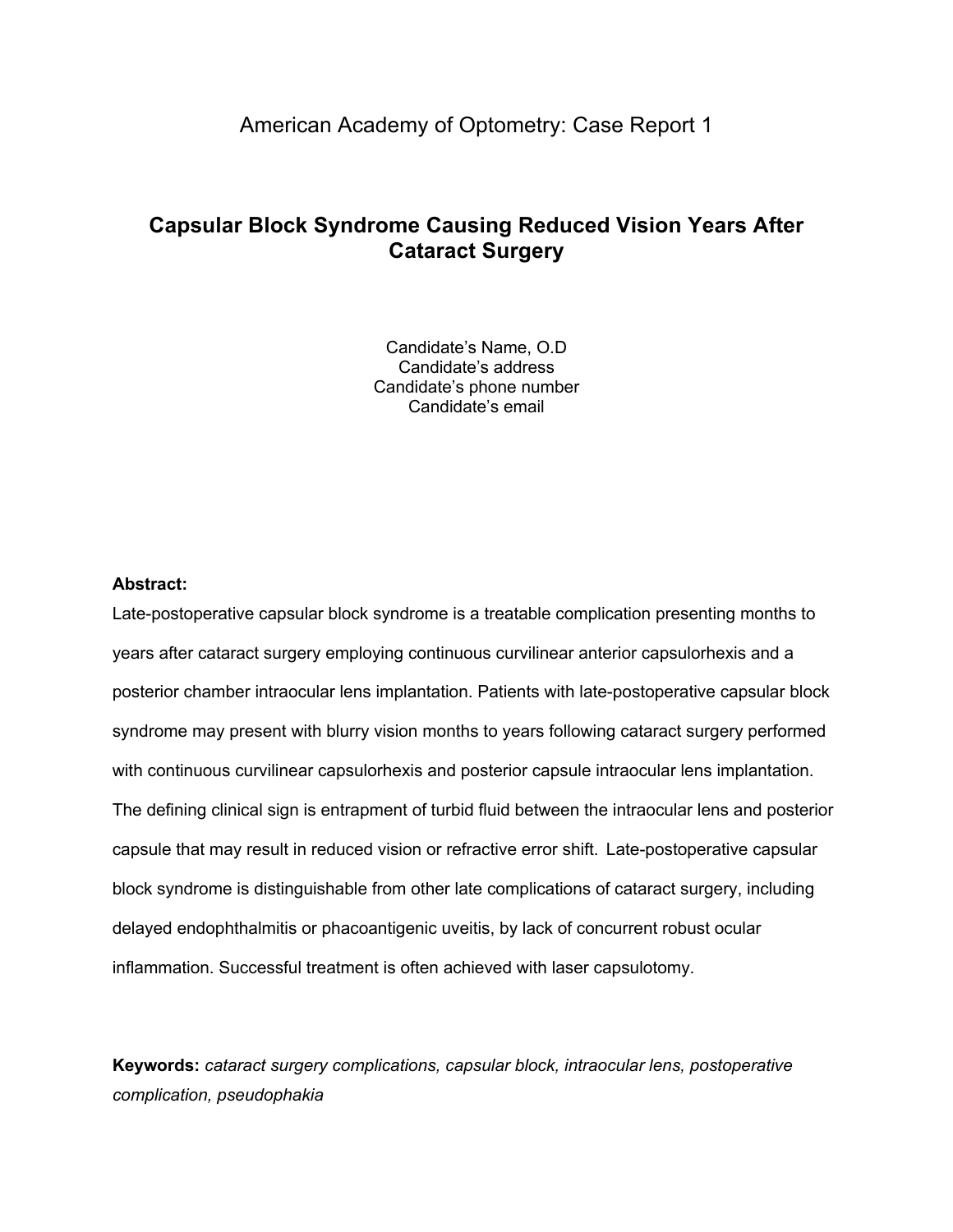American Academy of Optometry: Case Report 1

# Capsular Block Syndrome Causing Reduced Vision Years After Cataract Surgery

Candidate's Name, O.D
Candidate's address
Candidate's phone number
Candidate's email

**Abstract:**

Late-postoperative capsular block syndrome is a treatable complication presenting months to years after cataract surgery employing continuous curvilinear anterior capsulorhexis and a posterior chamber intraocular lens implantation. Patients with late-postoperative capsular block syndrome may present with blurry vision months to years following cataract surgery performed with continuous curvilinear capsulorhexis and posterior capsule intraocular lens implantation. The defining clinical sign is entrapment of turbid fluid between the intraocular lens and posterior capsule that may result in reduced vision or refractive error shift. Late-postoperative capsular block syndrome is distinguishable from other late complications of cataract surgery, including delayed endophthalmitis or phacoantigenic uveitis, by lack of concurrent robust ocular inflammation. Successful treatment is often achieved with laser capsulotomy.

**Keywords:** *cataract surgery complications, capsular block, intraocular lens, postoperative complication, pseudophakia*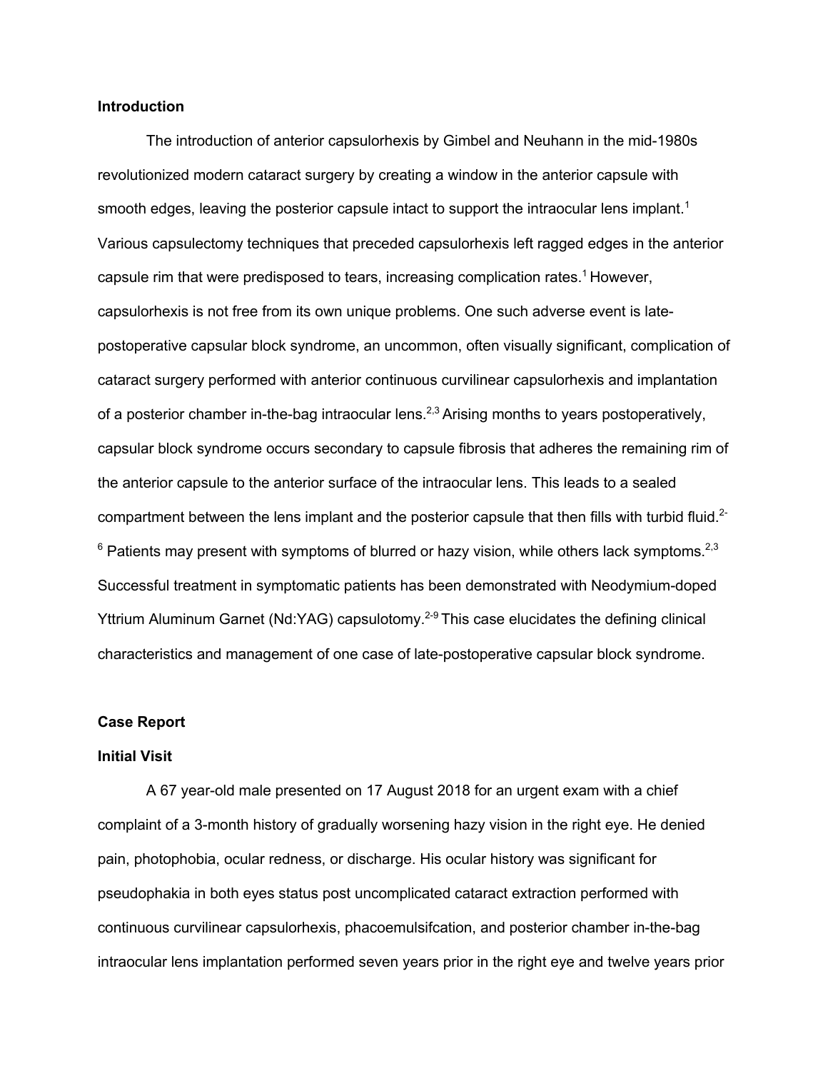## Introduction

The introduction of anterior capsulorhexis by Gimbel and Neuhann in the mid-1980s revolutionized modern cataract surgery by creating a window in the anterior capsule with smooth edges, leaving the posterior capsule intact to support the intraocular lens implant.[1] Various capsulectomy techniques that preceded capsulorhexis left ragged edges in the anterior capsule rim that were predisposed to tears, increasing complication rates.[1] However, capsulorhexis is not free from its own unique problems. One such adverse event is late-postoperative capsular block syndrome, an uncommon, often visually significant, complication of cataract surgery performed with anterior continuous curvilinear capsulorhexis and implantation of a posterior chamber in-the-bag intraocular lens.[2,3] Arising months to years postoperatively, capsular block syndrome occurs secondary to capsule fibrosis that adheres the remaining rim of the anterior capsule to the anterior surface of the intraocular lens. This leads to a sealed compartment between the lens implant and the posterior capsule that then fills with turbid fluid.[2-6] Patients may present with symptoms of blurred or hazy vision, while others lack symptoms.[2,3] Successful treatment in symptomatic patients has been demonstrated with Neodymium-doped Yttrium Aluminum Garnet (Nd:YAG) capsulotomy.[2-9] This case elucidates the defining clinical characteristics and management of one case of late-postoperative capsular block syndrome.

## Case Report

### Initial Visit

A 67 year-old male presented on 17 August 2018 for an urgent exam with a chief complaint of a 3-month history of gradually worsening hazy vision in the right eye. He denied pain, photophobia, ocular redness, or discharge. His ocular history was significant for pseudophakia in both eyes status post uncomplicated cataract extraction performed with continuous curvilinear capsulorhexis, phacoemulsifcation, and posterior chamber in-the-bag intraocular lens implantation performed seven years prior in the right eye and twelve years prior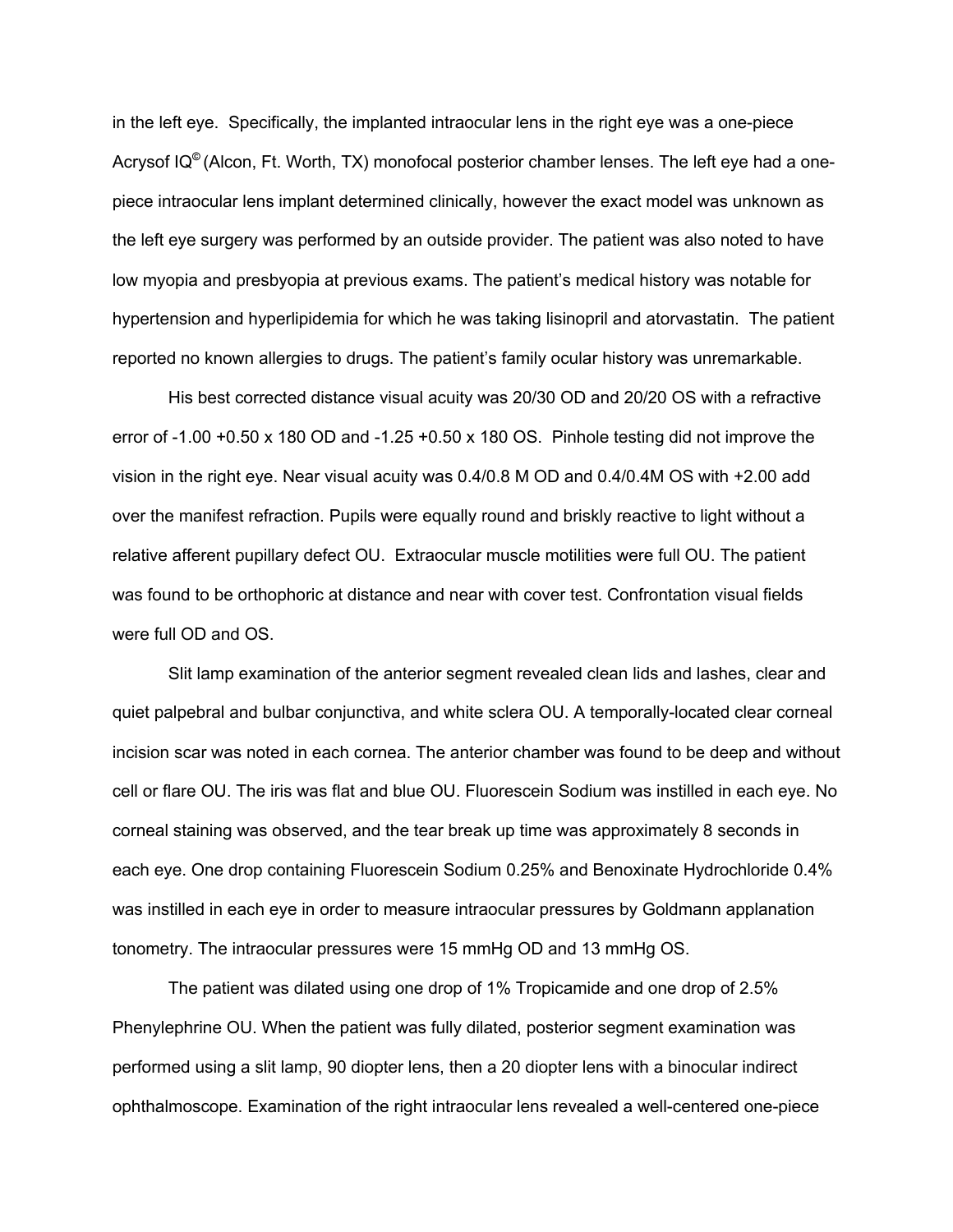in the left eye. Specifically, the implanted intraocular lens in the right eye was a one-piece Acrysof IQ© (Alcon, Ft. Worth, TX) monofocal posterior chamber lenses. The left eye had a one-piece intraocular lens implant determined clinically, however the exact model was unknown as the left eye surgery was performed by an outside provider. The patient was also noted to have low myopia and presbyopia at previous exams. The patient's medical history was notable for hypertension and hyperlipidemia for which he was taking lisinopril and atorvastatin. The patient reported no known allergies to drugs. The patient's family ocular history was unremarkable.

His best corrected distance visual acuity was 20/30 OD and 20/20 OS with a refractive error of -1.00 +0.50 x 180 OD and -1.25 +0.50 x 180 OS. Pinhole testing did not improve the vision in the right eye. Near visual acuity was 0.4/0.8 M OD and 0.4/0.4M OS with +2.00 add over the manifest refraction. Pupils were equally round and briskly reactive to light without a relative afferent pupillary defect OU. Extraocular muscle motilities were full OU. The patient was found to be orthophoric at distance and near with cover test. Confrontation visual fields were full OD and OS.

Slit lamp examination of the anterior segment revealed clean lids and lashes, clear and quiet palpebral and bulbar conjunctiva, and white sclera OU. A temporally-located clear corneal incision scar was noted in each cornea. The anterior chamber was found to be deep and without cell or flare OU. The iris was flat and blue OU. Fluorescein Sodium was instilled in each eye. No corneal staining was observed, and the tear break up time was approximately 8 seconds in each eye. One drop containing Fluorescein Sodium 0.25% and Benoxinate Hydrochloride 0.4% was instilled in each eye in order to measure intraocular pressures by Goldmann applanation tonometry. The intraocular pressures were 15 mmHg OD and 13 mmHg OS.

The patient was dilated using one drop of 1% Tropicamide and one drop of 2.5% Phenylephrine OU. When the patient was fully dilated, posterior segment examination was performed using a slit lamp, 90 diopter lens, then a 20 diopter lens with a binocular indirect ophthalmoscope. Examination of the right intraocular lens revealed a well-centered one-piece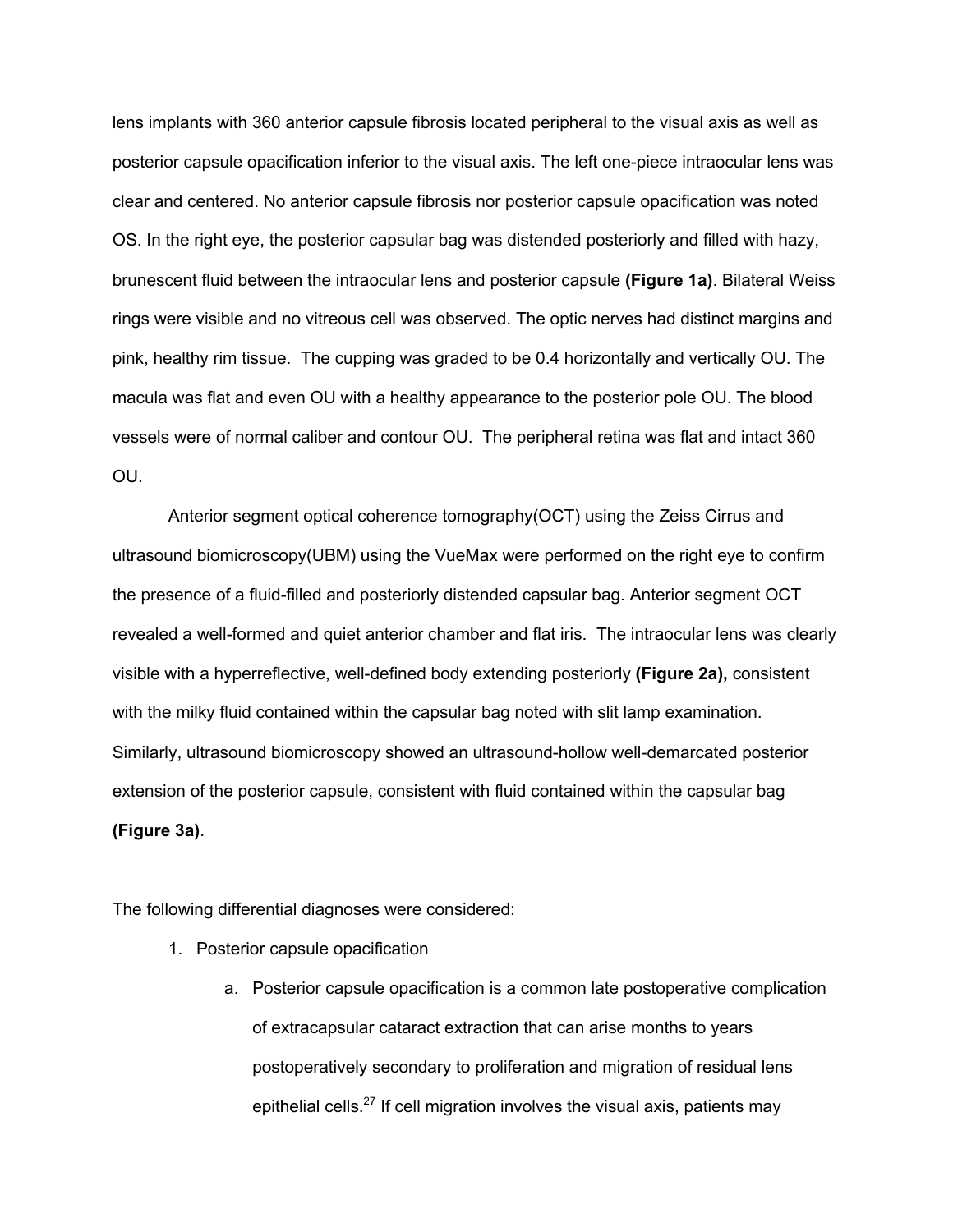lens implants with 360 anterior capsule fibrosis located peripheral to the visual axis as well as posterior capsule opacification inferior to the visual axis. The left one-piece intraocular lens was clear and centered. No anterior capsule fibrosis nor posterior capsule opacification was noted OS. In the right eye, the posterior capsular bag was distended posteriorly and filled with hazy, brunescent fluid between the intraocular lens and posterior capsule **(Figure 1a)**. Bilateral Weiss rings were visible and no vitreous cell was observed. The optic nerves had distinct margins and pink, healthy rim tissue. The cupping was graded to be 0.4 horizontally and vertically OU. The macula was flat and even OU with a healthy appearance to the posterior pole OU. The blood vessels were of normal caliber and contour OU. The peripheral retina was flat and intact 360 OU.

Anterior segment optical coherence tomography(OCT) using the Zeiss Cirrus and ultrasound biomicroscopy(UBM) using the VueMax were performed on the right eye to confirm the presence of a fluid-filled and posteriorly distended capsular bag. Anterior segment OCT revealed a well-formed and quiet anterior chamber and flat iris. The intraocular lens was clearly visible with a hyperreflective, well-defined body extending posteriorly **(Figure 2a),** consistent with the milky fluid contained within the capsular bag noted with slit lamp examination. Similarly, ultrasound biomicroscopy showed an ultrasound-hollow well-demarcated posterior extension of the posterior capsule, consistent with fluid contained within the capsular bag **(Figure 3a)**.

The following differential diagnoses were considered:

1. Posterior capsule opacification
    a. Posterior capsule opacification is a common late postoperative complication of extracapsular cataract extraction that can arise months to years postoperatively secondary to proliferation and migration of residual lens epithelial cells.[27] If cell migration involves the visual axis, patients may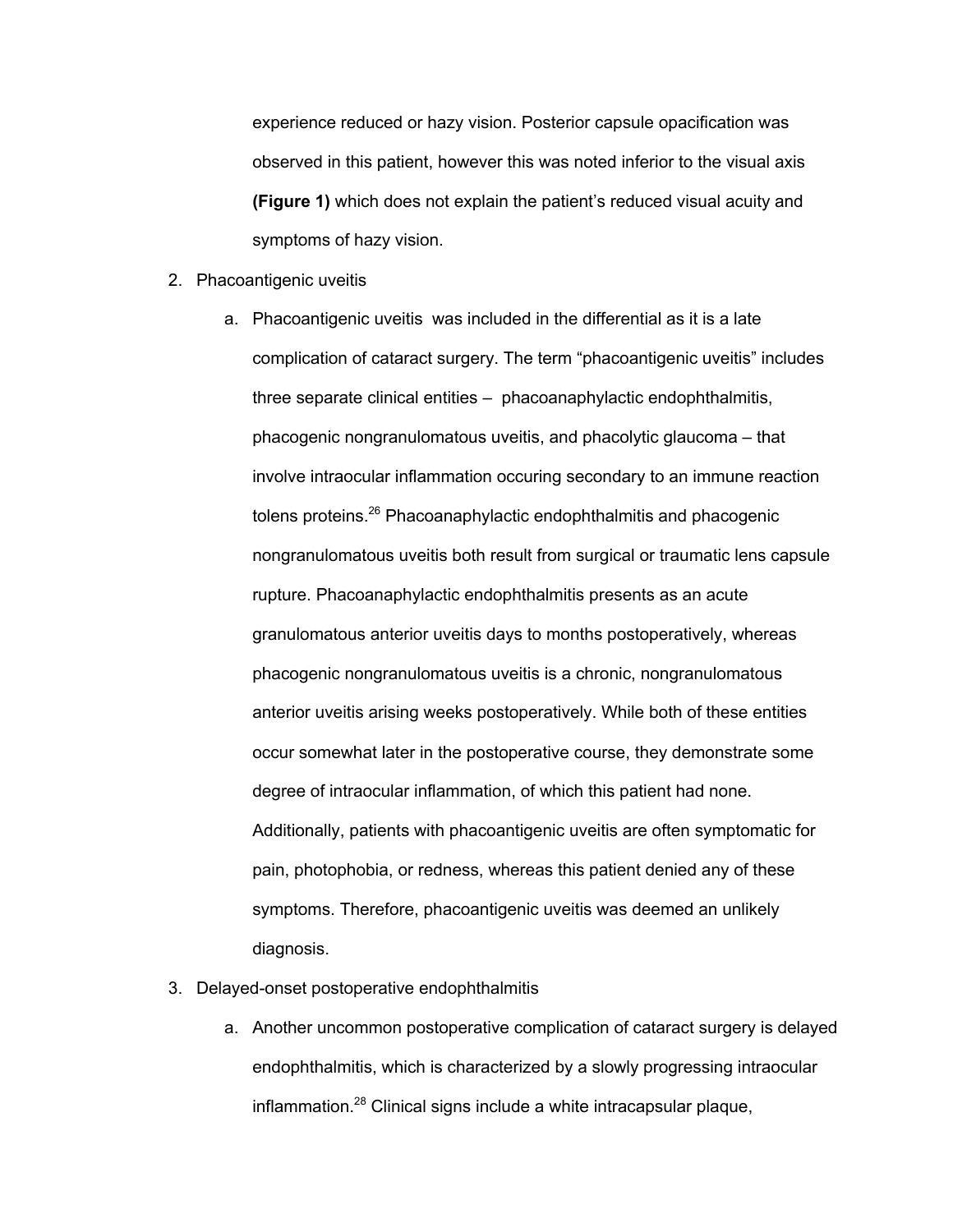experience reduced or hazy vision. Posterior capsule opacification was observed in this patient, however this was noted inferior to the visual axis **(Figure 1)** which does not explain the patient's reduced visual acuity and symptoms of hazy vision.

2. Phacoantigenic uveitis
    a. Phacoantigenic uveitis  was included in the differential as it is a late complication of cataract surgery. The term "phacoantigenic uveitis" includes three separate clinical entities –  phacoanaphylactic endophthalmitis, phacogenic nongranulomatous uveitis, and phacolytic glaucoma – that involve intraocular inflammation occuring secondary to an immune reaction tolens proteins.[26] Phacoanaphylactic endophthalmitis and phacogenic nongranulomatous uveitis both result from surgical or traumatic lens capsule rupture. Phacoanaphylactic endophthalmitis presents as an acute granulomatous anterior uveitis days to months postoperatively, whereas phacogenic nongranulomatous uveitis is a chronic, nongranulomatous anterior uveitis arising weeks postoperatively. While both of these entities occur somewhat later in the postoperative course, they demonstrate some degree of intraocular inflammation, of which this patient had none. Additionally, patients with phacoantigenic uveitis are often symptomatic for pain, photophobia, or redness, whereas this patient denied any of these symptoms. Therefore, phacoantigenic uveitis was deemed an unlikely diagnosis.

3. Delayed-onset postoperative endophthalmitis
    a. Another uncommon postoperative complication of cataract surgery is delayed endophthalmitis, which is characterized by a slowly progressing intraocular inflammation.[28] Clinical signs include a white intracapsular plaque,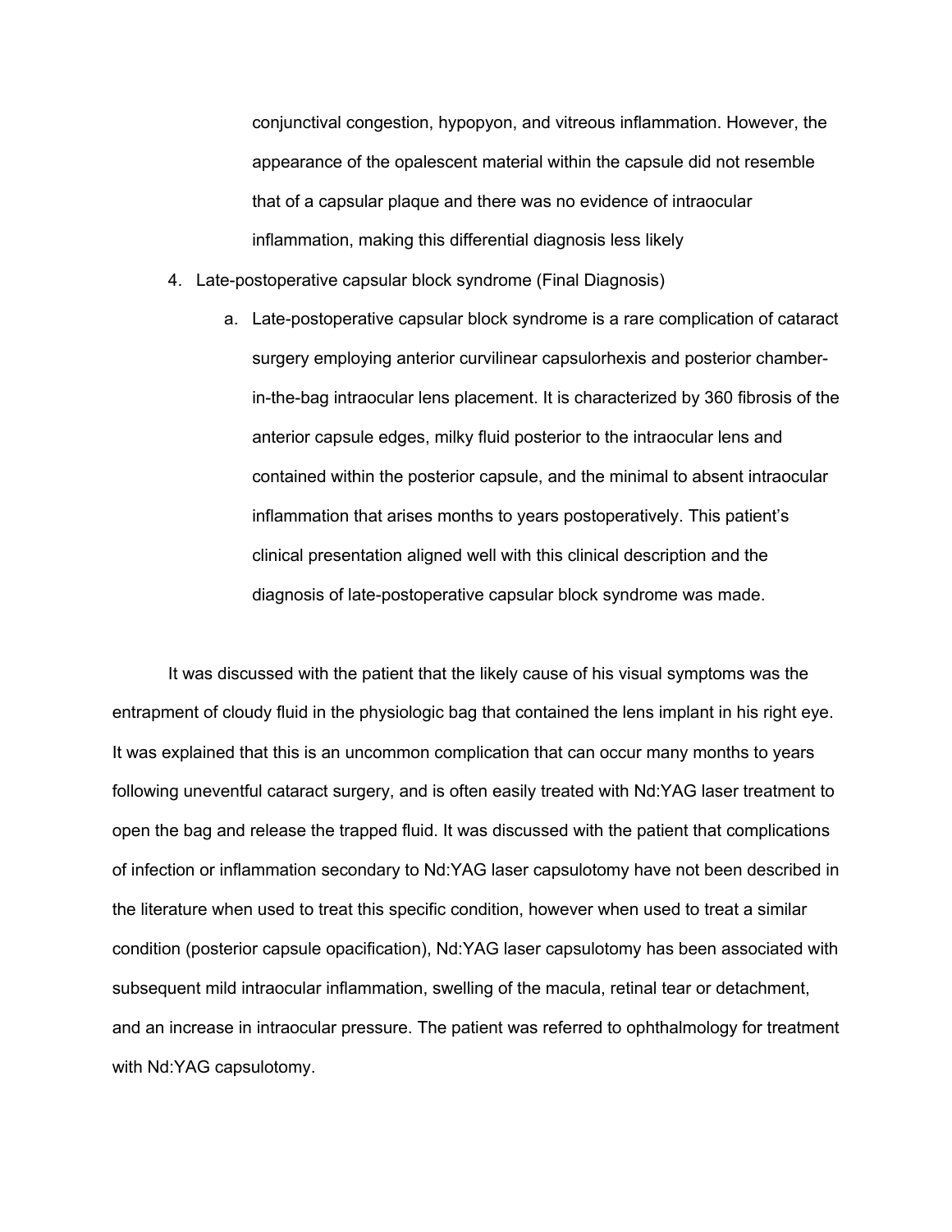conjunctival congestion, hypopyon, and vitreous inflammation. However, the appearance of the opalescent material within the capsule did not resemble that of a capsular plaque and there was no evidence of intraocular inflammation, making this differential diagnosis less likely

4. Late-postoperative capsular block syndrome (Final Diagnosis)
    a. Late-postoperative capsular block syndrome is a rare complication of cataract surgery employing anterior curvilinear capsulorhexis and posterior chamber-in-the-bag intraocular lens placement. It is characterized by 360 fibrosis of the anterior capsule edges, milky fluid posterior to the intraocular lens and contained within the posterior capsule, and the minimal to absent intraocular inflammation that arises months to years postoperatively. This patient's clinical presentation aligned well with this clinical description and the diagnosis of late-postoperative capsular block syndrome was made.

It was discussed with the patient that the likely cause of his visual symptoms was the entrapment of cloudy fluid in the physiologic bag that contained the lens implant in his right eye. It was explained that this is an uncommon complication that can occur many months to years following uneventful cataract surgery, and is often easily treated with Nd:YAG laser treatment to open the bag and release the trapped fluid. It was discussed with the patient that complications of infection or inflammation secondary to Nd:YAG laser capsulotomy have not been described in the literature when used to treat this specific condition, however when used to treat a similar condition (posterior capsule opacification), Nd:YAG laser capsulotomy has been associated with subsequent mild intraocular inflammation, swelling of the macula, retinal tear or detachment, and an increase in intraocular pressure. The patient was referred to ophthalmology for treatment with Nd:YAG capsulotomy.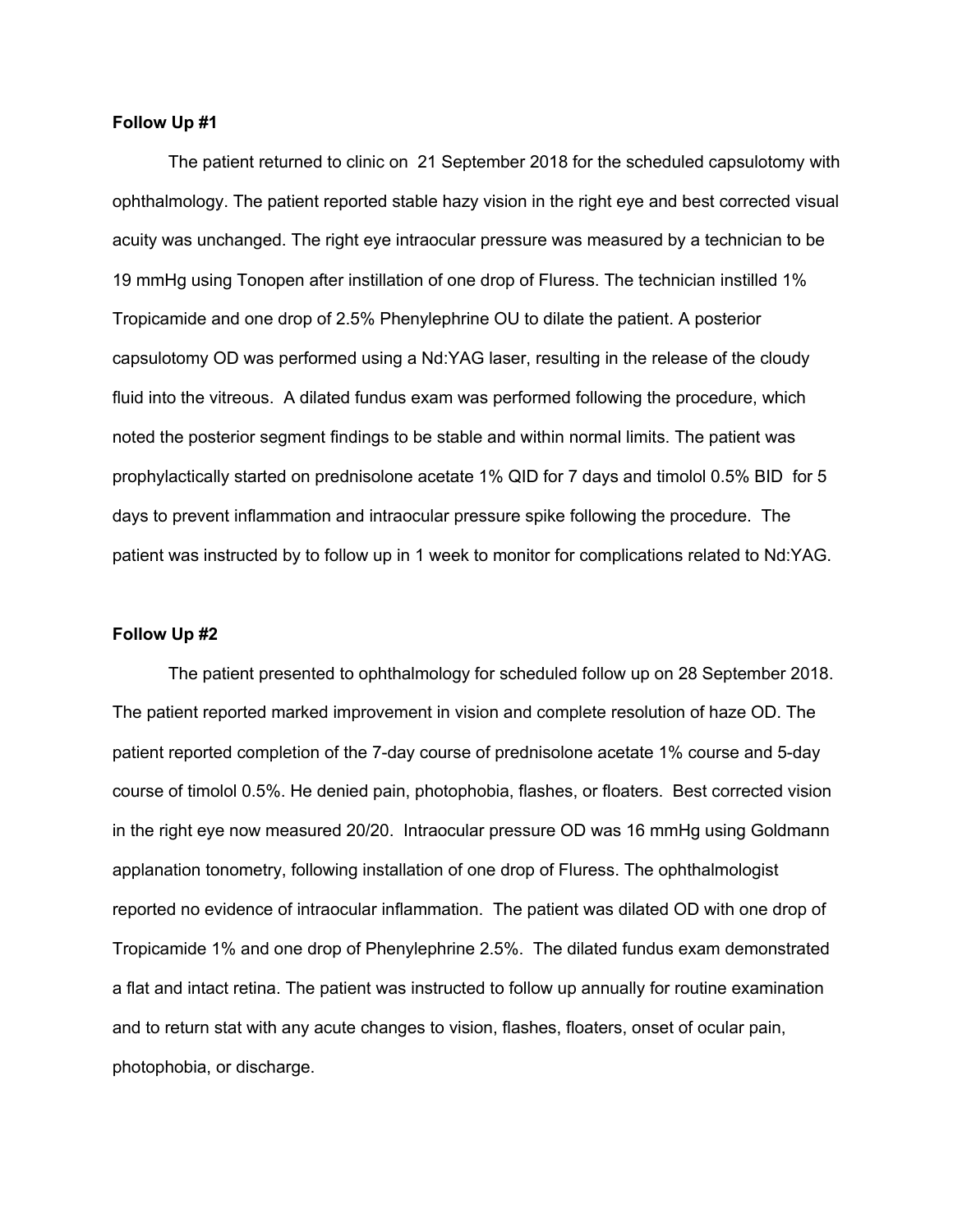**Follow Up #1**

The patient returned to clinic on 21 September 2018 for the scheduled capsulotomy with ophthalmology. The patient reported stable hazy vision in the right eye and best corrected visual acuity was unchanged. The right eye intraocular pressure was measured by a technician to be 19 mmHg using Tonopen after instillation of one drop of Fluress. The technician instilled 1% Tropicamide and one drop of 2.5% Phenylephrine OU to dilate the patient. A posterior capsulotomy OD was performed using a Nd:YAG laser, resulting in the release of the cloudy fluid into the vitreous. A dilated fundus exam was performed following the procedure, which noted the posterior segment findings to be stable and within normal limits. The patient was prophylactically started on prednisolone acetate 1% QID for 7 days and timolol 0.5% BID for 5 days to prevent inflammation and intraocular pressure spike following the procedure. The patient was instructed by to follow up in 1 week to monitor for complications related to Nd:YAG.

**Follow Up #2**

The patient presented to ophthalmology for scheduled follow up on 28 September 2018. The patient reported marked improvement in vision and complete resolution of haze OD. The patient reported completion of the 7-day course of prednisolone acetate 1% course and 5-day course of timolol 0.5%. He denied pain, photophobia, flashes, or floaters. Best corrected vision in the right eye now measured 20/20. Intraocular pressure OD was 16 mmHg using Goldmann applanation tonometry, following installation of one drop of Fluress. The ophthalmologist reported no evidence of intraocular inflammation. The patient was dilated OD with one drop of Tropicamide 1% and one drop of Phenylephrine 2.5%. The dilated fundus exam demonstrated a flat and intact retina. The patient was instructed to follow up annually for routine examination and to return stat with any acute changes to vision, flashes, floaters, onset of ocular pain, photophobia, or discharge.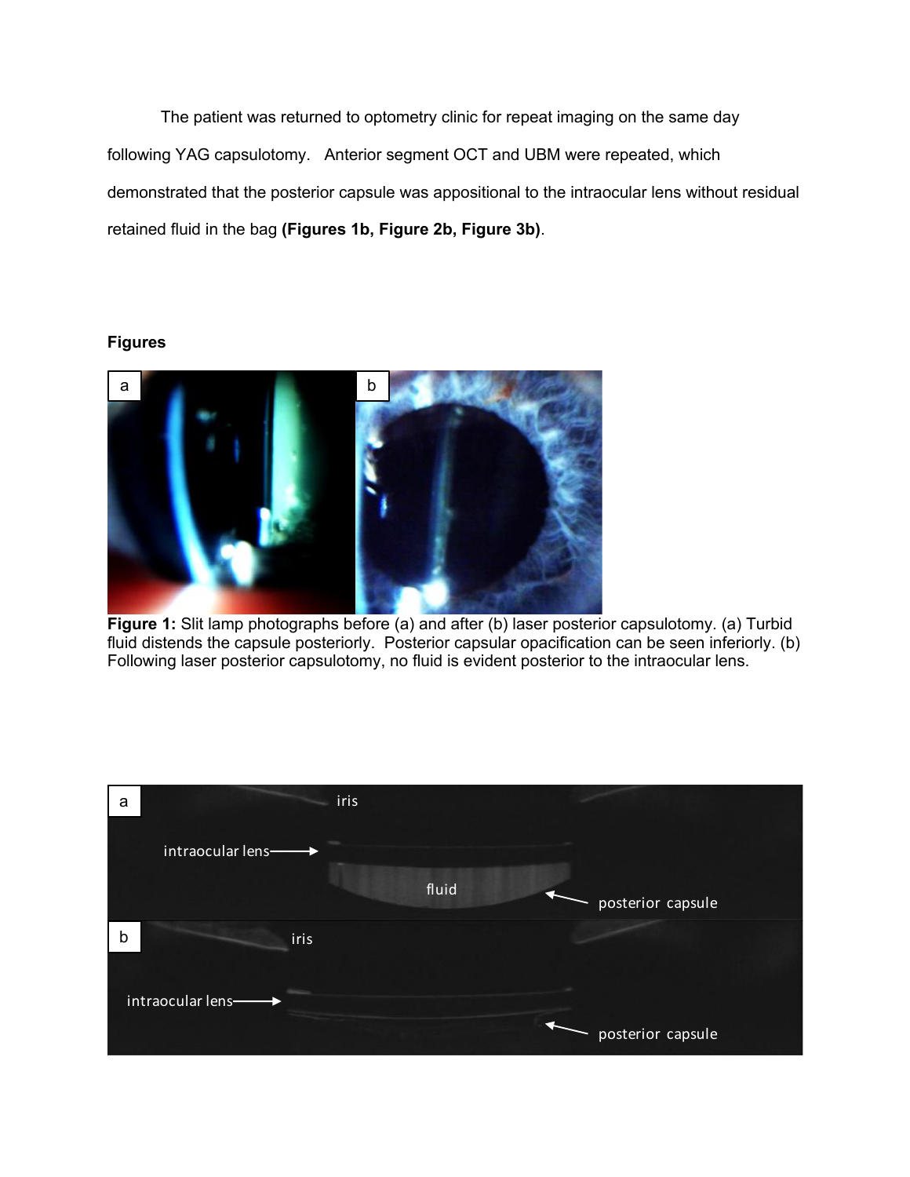The patient was returned to optometry clinic for repeat imaging on the same day following YAG capsulotomy. Anterior segment OCT and UBM were repeated, which demonstrated that the posterior capsule was appositional to the intraocular lens without residual retained fluid in the bag **(Figures 1b, Figure 2b, Figure 3b)**.

## Figures

**Figure 1:** Slit lamp photographs before (a) and after (b) laser posterior capsulotomy. (a) Turbid fluid distends the capsule posteriorly. Posterior capsular opacification can be seen inferiorly. (b) Following laser posterior capsulotomy, no fluid is evident posterior to the intraocular lens.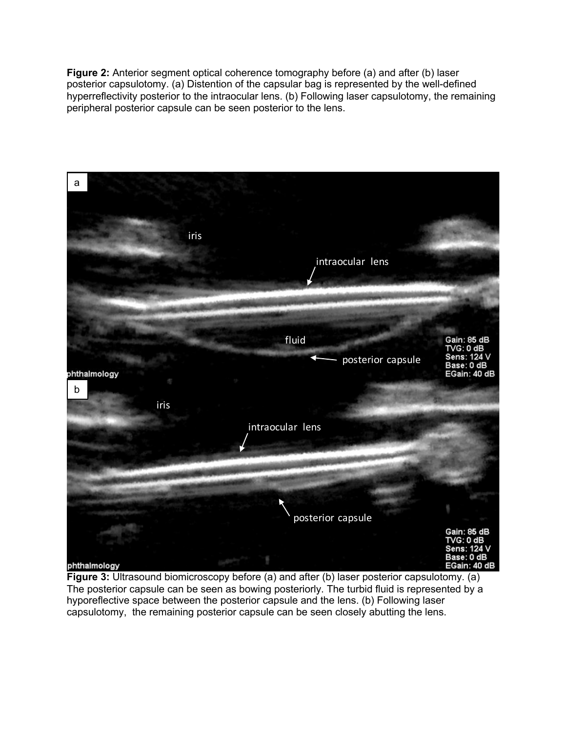**Figure 2:** Anterior segment optical coherence tomography before (a) and after (b) laser posterior capsulotomy. (a) Distention of the capsular bag is represented by the well-defined hyperreflectivity posterior to the intraocular lens. (b) Following laser capsulotomy, the remaining peripheral posterior capsule can be seen posterior to the lens.

**Figure 3:** Ultrasound biomicroscopy before (a) and after (b) laser posterior capsulotomy. (a) The posterior capsule can be seen as bowing posteriorly. The turbid fluid is represented by a hyporeflective space between the posterior capsule and the lens. (b) Following laser capsulotomy, the remaining posterior capsule can be seen closely abutting the lens.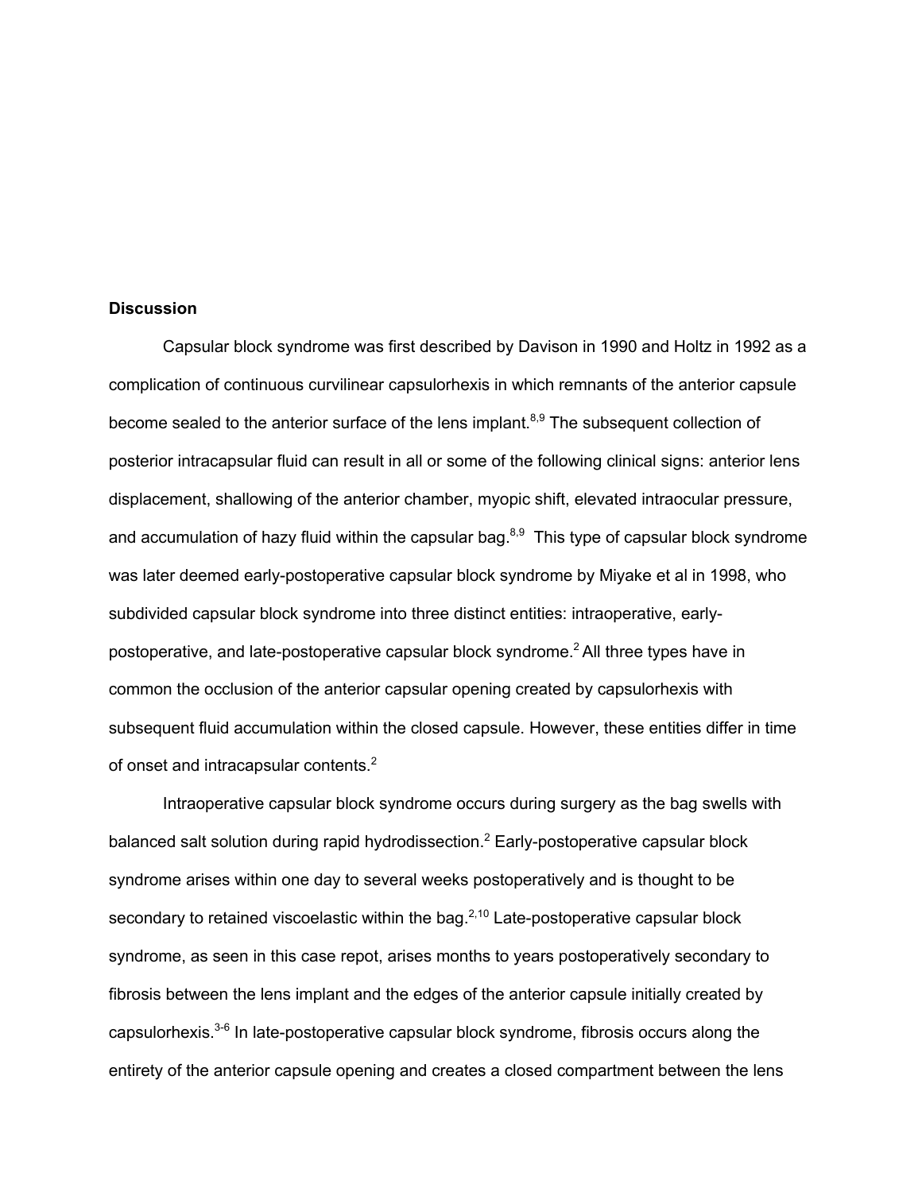**Discussion**

Capsular block syndrome was first described by Davison in 1990 and Holtz in 1992 as a complication of continuous curvilinear capsulorhexis in which remnants of the anterior capsule become sealed to the anterior surface of the lens implant.[8,9] The subsequent collection of posterior intracapsular fluid can result in all or some of the following clinical signs: anterior lens displacement, shallowing of the anterior chamber, myopic shift, elevated intraocular pressure, and accumulation of hazy fluid within the capsular bag.[8,9] This type of capsular block syndrome was later deemed early-postoperative capsular block syndrome by Miyake et al in 1998, who subdivided capsular block syndrome into three distinct entities: intraoperative, early-postoperative, and late-postoperative capsular block syndrome.[2] All three types have in common the occlusion of the anterior capsular opening created by capsulorhexis with subsequent fluid accumulation within the closed capsule. However, these entities differ in time of onset and intracapsular contents.[2]

Intraoperative capsular block syndrome occurs during surgery as the bag swells with balanced salt solution during rapid hydrodissection.[2] Early-postoperative capsular block syndrome arises within one day to several weeks postoperatively and is thought to be secondary to retained viscoelastic within the bag.[2,10] Late-postoperative capsular block syndrome, as seen in this case repot, arises months to years postoperatively secondary to fibrosis between the lens implant and the edges of the anterior capsule initially created by capsulorhexis.[3-6] In late-postoperative capsular block syndrome, fibrosis occurs along the entirety of the anterior capsule opening and creates a closed compartment between the lens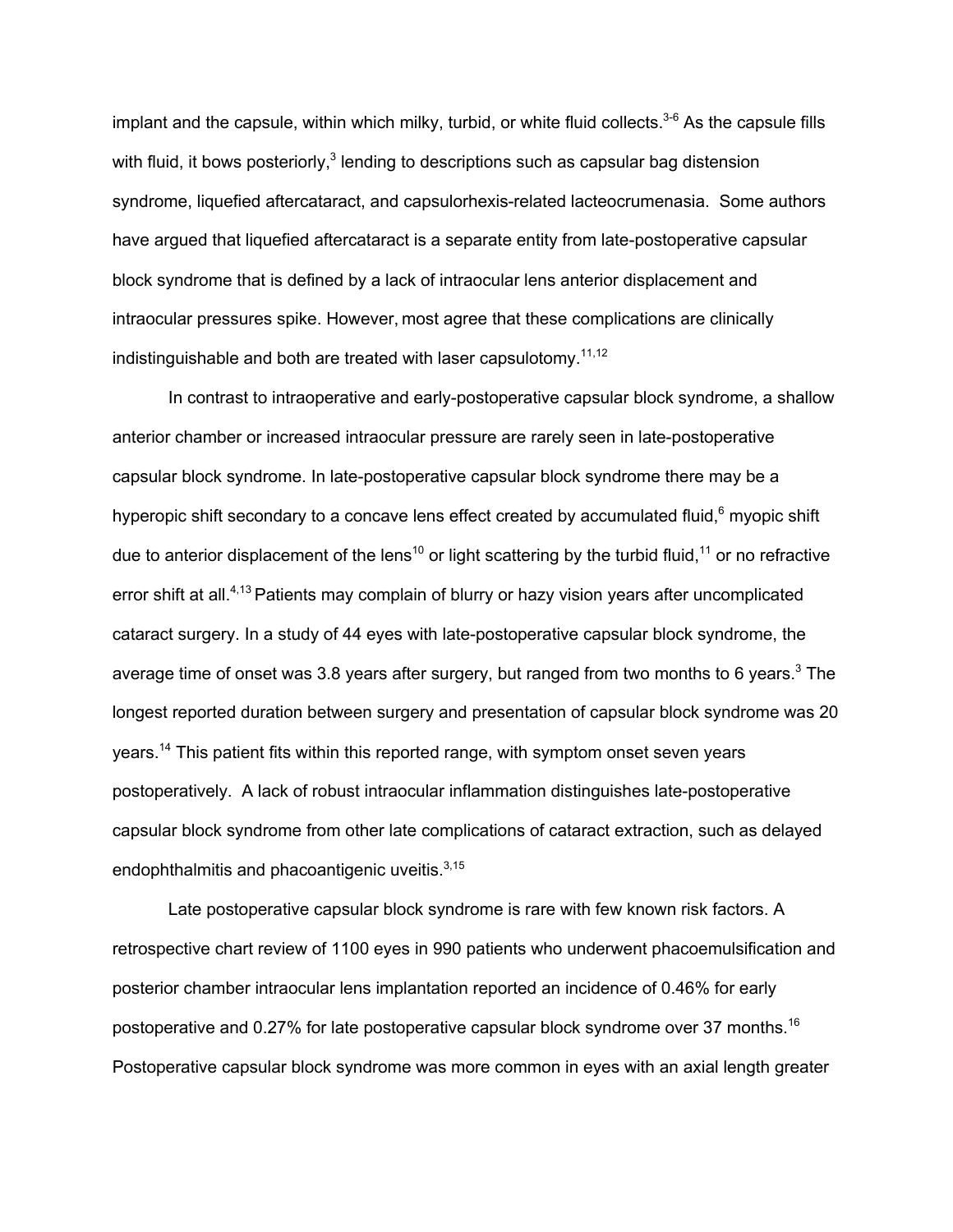implant and the capsule, within which milky, turbid, or white fluid collects.[3-6] As the capsule fills with fluid, it bows posteriorly,[3] lending to descriptions such as capsular bag distension syndrome, liquefied aftercataract, and capsulorhexis-related lacteocrumenasia. Some authors have argued that liquefied aftercataract is a separate entity from late-postoperative capsular block syndrome that is defined by a lack of intraocular lens anterior displacement and intraocular pressures spike. However, most agree that these complications are clinically indistinguishable and both are treated with laser capsulotomy.[11,12]

In contrast to intraoperative and early-postoperative capsular block syndrome, a shallow anterior chamber or increased intraocular pressure are rarely seen in late-postoperative capsular block syndrome. In late-postoperative capsular block syndrome there may be a hyperopic shift secondary to a concave lens effect created by accumulated fluid,[6] myopic shift due to anterior displacement of the lens[10] or light scattering by the turbid fluid,[11] or no refractive error shift at all.[4,13] Patients may complain of blurry or hazy vision years after uncomplicated cataract surgery. In a study of 44 eyes with late-postoperative capsular block syndrome, the average time of onset was 3.8 years after surgery, but ranged from two months to 6 years.[3] The longest reported duration between surgery and presentation of capsular block syndrome was 20 years.[14] This patient fits within this reported range, with symptom onset seven years postoperatively. A lack of robust intraocular inflammation distinguishes late-postoperative capsular block syndrome from other late complications of cataract extraction, such as delayed endophthalmitis and phacoantigenic uveitis.[3,15]

Late postoperative capsular block syndrome is rare with few known risk factors. A retrospective chart review of 1100 eyes in 990 patients who underwent phacoemulsification and posterior chamber intraocular lens implantation reported an incidence of 0.46% for early postoperative and 0.27% for late postoperative capsular block syndrome over 37 months.[16] Postoperative capsular block syndrome was more common in eyes with an axial length greater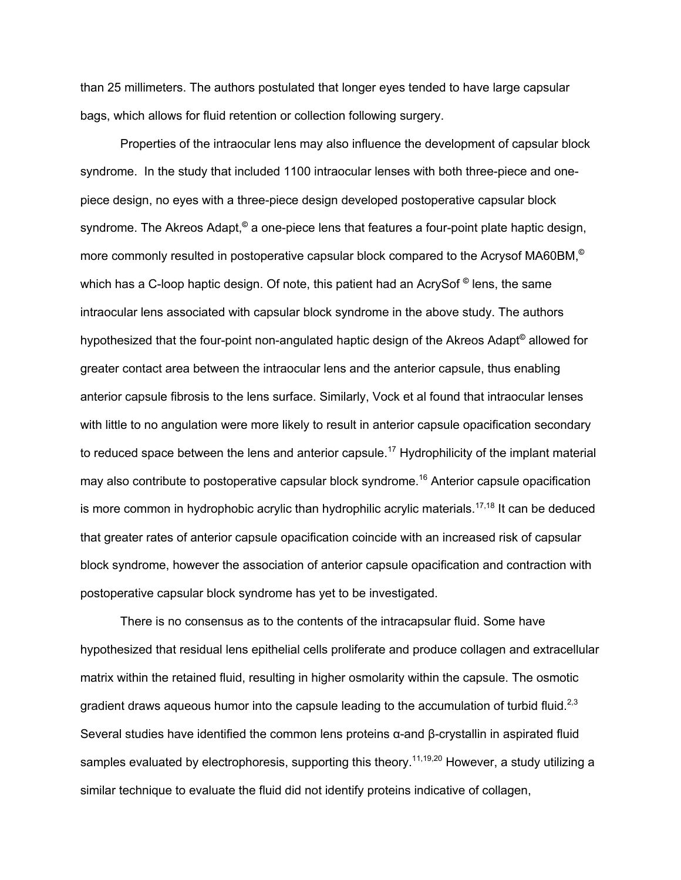than 25 millimeters. The authors postulated that longer eyes tended to have large capsular bags, which allows for fluid retention or collection following surgery.

Properties of the intraocular lens may also influence the development of capsular block syndrome. In the study that included 1100 intraocular lenses with both three-piece and one-piece design, no eyes with a three-piece design developed postoperative capsular block syndrome. The Akreos Adapt,© a one-piece lens that features a four-point plate haptic design, more commonly resulted in postoperative capsular block compared to the Acrysof MA60BM,© which has a C-loop haptic design. Of note, this patient had an AcrySof © lens, the same intraocular lens associated with capsular block syndrome in the above study. The authors hypothesized that the four-point non-angulated haptic design of the Akreos Adapt© allowed for greater contact area between the intraocular lens and the anterior capsule, thus enabling anterior capsule fibrosis to the lens surface. Similarly, Vock et al found that intraocular lenses with little to no angulation were more likely to result in anterior capsule opacification secondary to reduced space between the lens and anterior capsule.[17] Hydrophilicity of the implant material may also contribute to postoperative capsular block syndrome.[16] Anterior capsule opacification is more common in hydrophobic acrylic than hydrophilic acrylic materials.[17,18] It can be deduced that greater rates of anterior capsule opacification coincide with an increased risk of capsular block syndrome, however the association of anterior capsule opacification and contraction with postoperative capsular block syndrome has yet to be investigated.

There is no consensus as to the contents of the intracapsular fluid. Some have hypothesized that residual lens epithelial cells proliferate and produce collagen and extracellular matrix within the retained fluid, resulting in higher osmolarity within the capsule. The osmotic gradient draws aqueous humor into the capsule leading to the accumulation of turbid fluid.[2,3] Several studies have identified the common lens proteins α-and β-crystallin in aspirated fluid samples evaluated by electrophoresis, supporting this theory.[11,19,20] However, a study utilizing a similar technique to evaluate the fluid did not identify proteins indicative of collagen,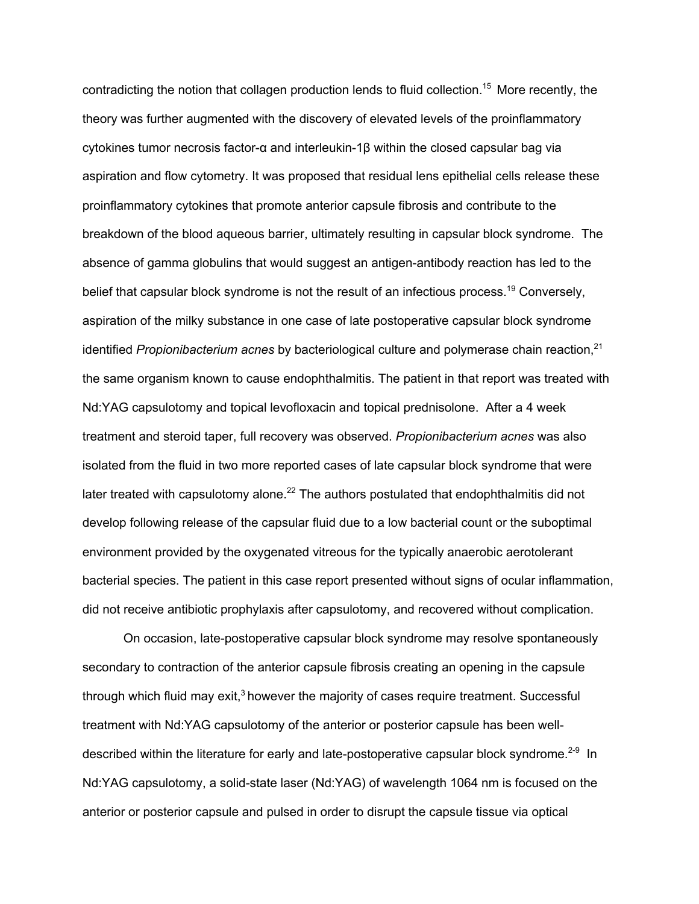contradicting the notion that collagen production lends to fluid collection.[15] More recently, the theory was further augmented with the discovery of elevated levels of the proinflammatory cytokines tumor necrosis factor-α and interleukin-1β within the closed capsular bag via aspiration and flow cytometry. It was proposed that residual lens epithelial cells release these proinflammatory cytokines that promote anterior capsule fibrosis and contribute to the breakdown of the blood aqueous barrier, ultimately resulting in capsular block syndrome. The absence of gamma globulins that would suggest an antigen-antibody reaction has led to the belief that capsular block syndrome is not the result of an infectious process.[19] Conversely, aspiration of the milky substance in one case of late postoperative capsular block syndrome identified *Propionibacterium acnes* by bacteriological culture and polymerase chain reaction,[21] the same organism known to cause endophthalmitis. The patient in that report was treated with Nd:YAG capsulotomy and topical levofloxacin and topical prednisolone. After a 4 week treatment and steroid taper, full recovery was observed. *Propionibacterium acnes* was also isolated from the fluid in two more reported cases of late capsular block syndrome that were later treated with capsulotomy alone.[22] The authors postulated that endophthalmitis did not develop following release of the capsular fluid due to a low bacterial count or the suboptimal environment provided by the oxygenated vitreous for the typically anaerobic aerotolerant bacterial species. The patient in this case report presented without signs of ocular inflammation, did not receive antibiotic prophylaxis after capsulotomy, and recovered without complication.

On occasion, late-postoperative capsular block syndrome may resolve spontaneously secondary to contraction of the anterior capsule fibrosis creating an opening in the capsule through which fluid may exit,[3] however the majority of cases require treatment. Successful treatment with Nd:YAG capsulotomy of the anterior or posterior capsule has been well-described within the literature for early and late-postoperative capsular block syndrome.[2-9] In Nd:YAG capsulotomy, a solid-state laser (Nd:YAG) of wavelength 1064 nm is focused on the anterior or posterior capsule and pulsed in order to disrupt the capsule tissue via optical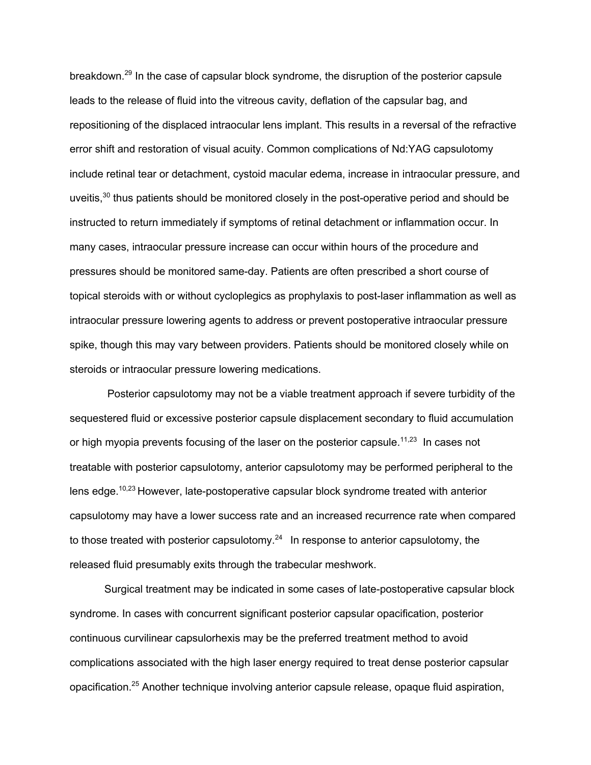breakdown.[29] In the case of capsular block syndrome, the disruption of the posterior capsule leads to the release of fluid into the vitreous cavity, deflation of the capsular bag, and repositioning of the displaced intraocular lens implant. This results in a reversal of the refractive error shift and restoration of visual acuity. Common complications of Nd:YAG capsulotomy include retinal tear or detachment, cystoid macular edema, increase in intraocular pressure, and uveitis,[30] thus patients should be monitored closely in the post-operative period and should be instructed to return immediately if symptoms of retinal detachment or inflammation occur. In many cases, intraocular pressure increase can occur within hours of the procedure and pressures should be monitored same-day. Patients are often prescribed a short course of topical steroids with or without cycloplegics as prophylaxis to post-laser inflammation as well as intraocular pressure lowering agents to address or prevent postoperative intraocular pressure spike, though this may vary between providers. Patients should be monitored closely while on steroids or intraocular pressure lowering medications.

Posterior capsulotomy may not be a viable treatment approach if severe turbidity of the sequestered fluid or excessive posterior capsule displacement secondary to fluid accumulation or high myopia prevents focusing of the laser on the posterior capsule.[11,23] In cases not treatable with posterior capsulotomy, anterior capsulotomy may be performed peripheral to the lens edge.[10,23] However, late-postoperative capsular block syndrome treated with anterior capsulotomy may have a lower success rate and an increased recurrence rate when compared to those treated with posterior capsulotomy.[24] In response to anterior capsulotomy, the released fluid presumably exits through the trabecular meshwork.

Surgical treatment may be indicated in some cases of late-postoperative capsular block syndrome. In cases with concurrent significant posterior capsular opacification, posterior continuous curvilinear capsulorhexis may be the preferred treatment method to avoid complications associated with the high laser energy required to treat dense posterior capsular opacification.[25] Another technique involving anterior capsule release, opaque fluid aspiration,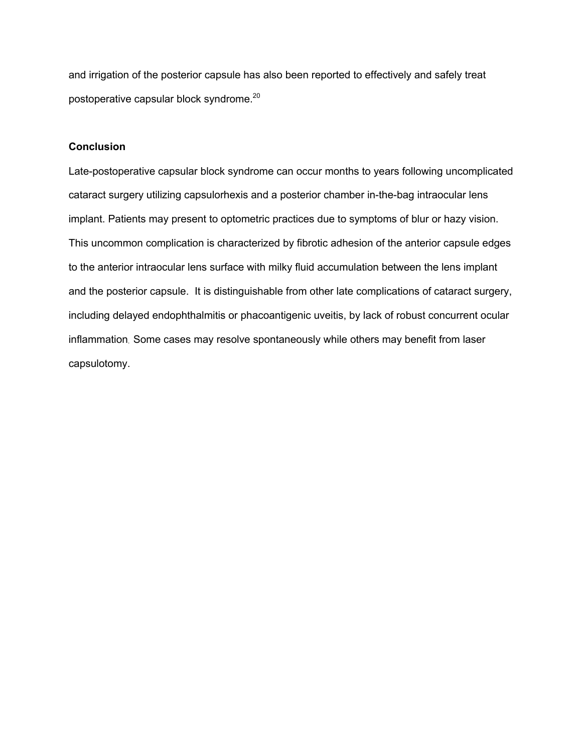and irrigation of the posterior capsule has also been reported to effectively and safely treat postoperative capsular block syndrome.[20]

## Conclusion

Late-postoperative capsular block syndrome can occur months to years following uncomplicated cataract surgery utilizing capsulorhexis and a posterior chamber in-the-bag intraocular lens implant. Patients may present to optometric practices due to symptoms of blur or hazy vision. This uncommon complication is characterized by fibrotic adhesion of the anterior capsule edges to the anterior intraocular lens surface with milky fluid accumulation between the lens implant and the posterior capsule. It is distinguishable from other late complications of cataract surgery, including delayed endophthalmitis or phacoantigenic uveitis, by lack of robust concurrent ocular inflammation. Some cases may resolve spontaneously while others may benefit from laser capsulotomy.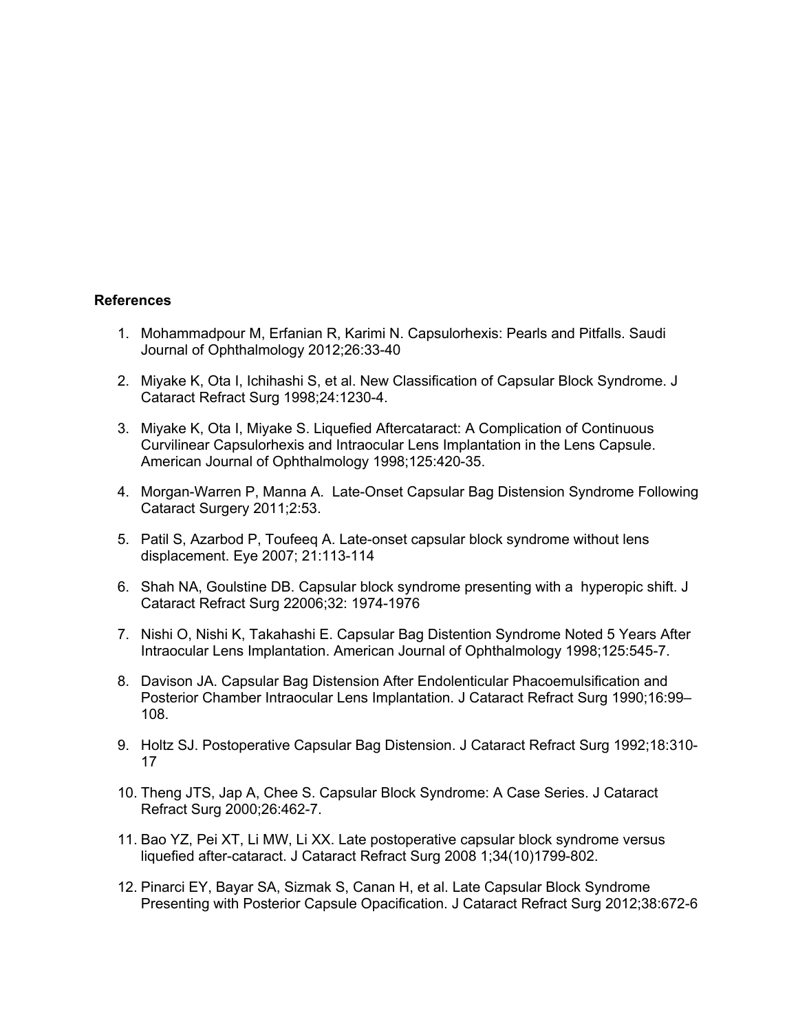**References**

1. Mohammadpour M, Erfanian R, Karimi N. Capsulorhexis: Pearls and Pitfalls. Saudi Journal of Ophthalmology 2012;26:33-40

2. Miyake K, Ota I, Ichihashi S, et al. New Classification of Capsular Block Syndrome. J Cataract Refract Surg 1998;24:1230-4.

3. Miyake K, Ota I, Miyake S. Liquefied Aftercataract: A Complication of Continuous Curvilinear Capsulorhexis and Intraocular Lens Implantation in the Lens Capsule. American Journal of Ophthalmology 1998;125:420-35.

4. Morgan-Warren P, Manna A. Late-Onset Capsular Bag Distension Syndrome Following Cataract Surgery 2011;2:53.

5. Patil S, Azarbod P, Toufeeq A. Late-onset capsular block syndrome without lens displacement. Eye 2007; 21:113-114

6. Shah NA, Goulstine DB. Capsular block syndrome presenting with a hyperopic shift. J Cataract Refract Surg 22006;32: 1974-1976

7. Nishi O, Nishi K, Takahashi E. Capsular Bag Distention Syndrome Noted 5 Years After Intraocular Lens Implantation. American Journal of Ophthalmology 1998;125:545-7.

8. Davison JA. Capsular Bag Distension After Endolenticular Phacoemulsification and Posterior Chamber Intraocular Lens Implantation. J Cataract Refract Surg 1990;16:99–108.

9. Holtz SJ. Postoperative Capsular Bag Distension. J Cataract Refract Surg 1992;18:310-17

10. Theng JTS, Jap A, Chee S. Capsular Block Syndrome: A Case Series. J Cataract Refract Surg 2000;26:462-7.

11. Bao YZ, Pei XT, Li MW, Li XX. Late postoperative capsular block syndrome versus liquefied after-cataract. J Cataract Refract Surg 2008 1;34(10)1799-802.

12. Pinarci EY, Bayar SA, Sizmak S, Canan H, et al. Late Capsular Block Syndrome Presenting with Posterior Capsule Opacification. J Cataract Refract Surg 2012;38:672-6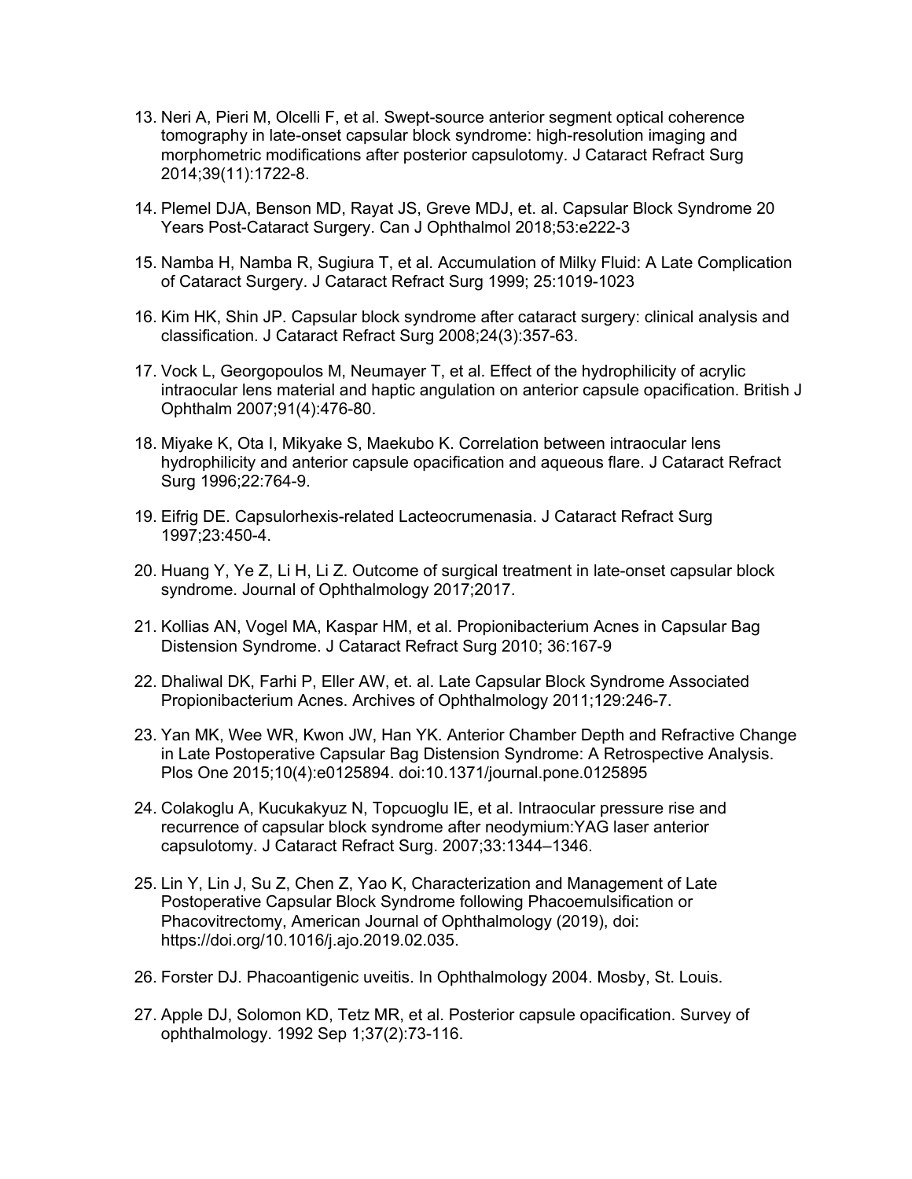13. Neri A, Pieri M, Olcelli F, et al. Swept-source anterior segment optical coherence tomography in late-onset capsular block syndrome: high-resolution imaging and morphometric modifications after posterior capsulotomy. J Cataract Refract Surg 2014;39(11):1722-8.

14. Plemel DJA, Benson MD, Rayat JS, Greve MDJ, et. al. Capsular Block Syndrome 20 Years Post-Cataract Surgery. Can J Ophthalmol 2018;53:e222-3

15. Namba H, Namba R, Sugiura T, et al. Accumulation of Milky Fluid: A Late Complication of Cataract Surgery. J Cataract Refract Surg 1999; 25:1019-1023

16. Kim HK, Shin JP. Capsular block syndrome after cataract surgery: clinical analysis and classification. J Cataract Refract Surg 2008;24(3):357-63.

17. Vock L, Georgopoulos M, Neumayer T, et al. Effect of the hydrophilicity of acrylic intraocular lens material and haptic angulation on anterior capsule opacification. British J Ophthalm 2007;91(4):476-80.

18. Miyake K, Ota I, Mikyake S, Maekubo K. Correlation between intraocular lens hydrophilicity and anterior capsule opacification and aqueous flare. J Cataract Refract Surg 1996;22:764-9.

19. Eifrig DE. Capsulorhexis-related Lacteocrumenasia. J Cataract Refract Surg 1997;23:450-4.

20. Huang Y, Ye Z, Li H, Li Z. Outcome of surgical treatment in late-onset capsular block syndrome. Journal of Ophthalmology 2017;2017.

21. Kollias AN, Vogel MA, Kaspar HM, et al. Propionibacterium Acnes in Capsular Bag Distension Syndrome. J Cataract Refract Surg 2010; 36:167-9

22. Dhaliwal DK, Farhi P, Eller AW, et. al. Late Capsular Block Syndrome Associated Propionibacterium Acnes. Archives of Ophthalmology 2011;129:246-7.

23. Yan MK, Wee WR, Kwon JW, Han YK. Anterior Chamber Depth and Refractive Change in Late Postoperative Capsular Bag Distension Syndrome: A Retrospective Analysis. Plos One 2015;10(4):e0125894. doi:10.1371/journal.pone.0125895

24. Colakoglu A, Kucukakyuz N, Topcuoglu IE, et al. Intraocular pressure rise and recurrence of capsular block syndrome after neodymium:YAG laser anterior capsulotomy. J Cataract Refract Surg. 2007;33:1344–1346.

25. Lin Y, Lin J, Su Z, Chen Z, Yao K, Characterization and Management of Late Postoperative Capsular Block Syndrome following Phacoemulsification or Phacovitrectomy, American Journal of Ophthalmology (2019), doi: https://doi.org/10.1016/j.ajo.2019.02.035.

26. Forster DJ. Phacoantigenic uveitis. In Ophthalmology 2004. Mosby, St. Louis.

27. Apple DJ, Solomon KD, Tetz MR, et al. Posterior capsule opacification. Survey of ophthalmology. 1992 Sep 1;37(2):73-116.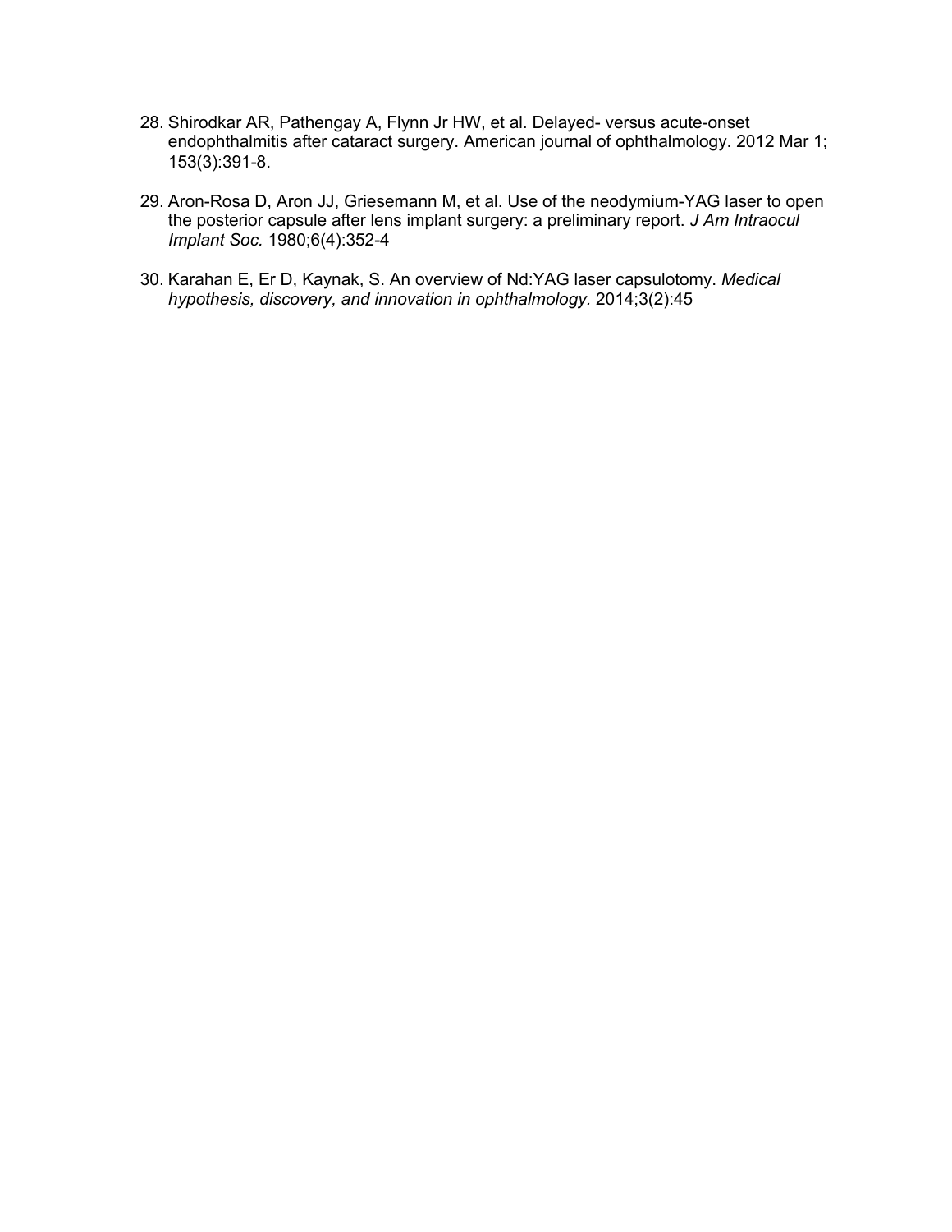28. Shirodkar AR, Pathengay A, Flynn Jr HW, et al. Delayed- versus acute-onset endophthalmitis after cataract surgery. American journal of ophthalmology. 2012 Mar 1; 153(3):391-8.

29. Aron-Rosa D, Aron JJ, Griesemann M, et al. Use of the neodymium-YAG laser to open the posterior capsule after lens implant surgery: a preliminary report. *J Am Intraocul Implant Soc.* 1980;6(4):352-4

30. Karahan E, Er D, Kaynak, S. An overview of Nd:YAG laser capsulotomy. *Medical hypothesis, discovery, and innovation in ophthalmology*. 2014;3(2):45